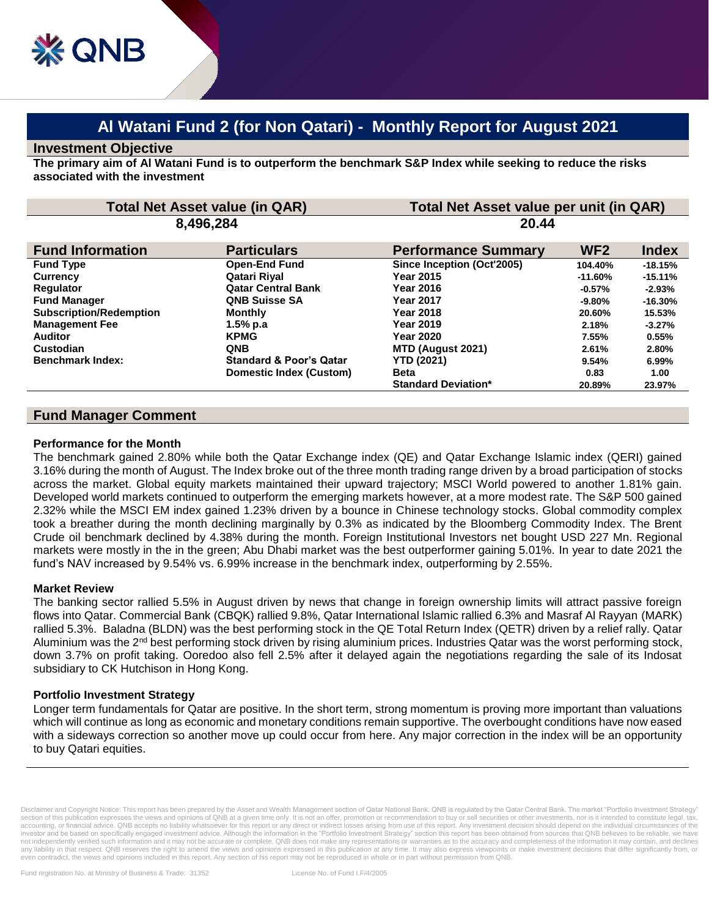# Al Watani Fund 2 (for Non Qatari) - Monthly Report for August 2021

## Investment Objective

**The primary aim of Al Watani Fund is to outperform the benchmark S&P Index while seeking to reduce the risks associated with the investment**

| Total Net Asset value (in QAR) | Total Net Asset value per unit (in QAR) |
|---|---|
| 8,496,284 | 20.44 |

| Fund Information | Particulars | Performance Summary | WF2 | Index |
|---|---|---|---|---|
| Fund Type | Open-End Fund | Since Inception (Oct'2005) | 104.40% | -18.15% |
| Currency | Qatari Riyal | Year 2015 | -11.60% | -15.11% |
| Regulator | Qatar Central Bank | Year 2016 | -0.57% | -2.93% |
| Fund Manager | QNB Suisse SA | Year 2017 | -9.80% | -16.30% |
| Subscription/Redemption | Monthly | Year 2018 | 20.60% | 15.53% |
| Management Fee | 1.5% p.a | Year 2019 | 2.18% | -3.27% |
| Auditor | KPMG | Year 2020 | 7.55% | 0.55% |
| Custodian | QNB | MTD (August 2021) | 2.61% | 2.80% |
| Benchmark Index: | Standard & Poor's Qatar Domestic Index (Custom) | YTD (2021) | 9.54% | 6.99% |
| | | Beta | 0.83 | 1.00 |
| | | Standard Deviation* | 20.89% | 23.97% |

## Fund Manager Comment

### Performance for the Month

The benchmark gained 2.80% while both the Qatar Exchange index (QE) and Qatar Exchange Islamic index (QERI) gained 3.16% during the month of August. The Index broke out of the three month trading range driven by a broad participation of stocks across the market. Global equity markets maintained their upward trajectory; MSCI World powered to another 1.81% gain. Developed world markets continued to outperform the emerging markets however, at a more modest rate. The S&P 500 gained 2.32% while the MSCI EM index gained 1.23% driven by a bounce in Chinese technology stocks. Global commodity complex took a breather during the month declining marginally by 0.3% as indicated by the Bloomberg Commodity Index. The Brent Crude oil benchmark declined by 4.38% during the month. Foreign Institutional Investors net bought USD 227 Mn. Regional markets were mostly in the in the green; Abu Dhabi market was the best outperformer gaining 5.01%. In year to date 2021 the fund's NAV increased by 9.54% vs. 6.99% increase in the benchmark index, outperforming by 2.55%.

### Market Review

The banking sector rallied 5.5% in August driven by news that change in foreign ownership limits will attract passive foreign flows into Qatar. Commercial Bank (CBQK) rallied 9.8%, Qatar International Islamic rallied 6.3% and Masraf Al Rayyan (MARK) rallied 5.3%. Baladna (BLDN) was the best performing stock in the QE Total Return Index (QETR) driven by a relief rally. Qatar Aluminium was the 2nd best performing stock driven by rising aluminium prices. Industries Qatar was the worst performing stock, down 3.7% on profit taking. Ooredoo also fell 2.5% after it delayed again the negotiations regarding the sale of its Indosat subsidiary to CK Hutchison in Hong Kong.

### Portfolio Investment Strategy

Longer term fundamentals for Qatar are positive. In the short term, strong momentum is proving more important than valuations which will continue as long as economic and monetary conditions remain supportive. The overbought conditions have now eased with a sideways correction so another move up could occur from here. Any major correction in the index will be an opportunity to buy Qatari equities.

Disclaimer and Copyright Notice: This report has been prepared by the Asset and Wealth Management section of Qatar National Bank. QNB is regulated by the Qatar Central Bank. The market "Portfolio Investment Strategy" section of this publication expresses the views and opinions of QNB at a given time only. It is not an offer, promotion or recommendation to buy or sell securities or other investments, nor is it intended to constitute legal, tax, accounting, or financial advice. QNB accepts no liability whatsoever for this report or any direct or indirect losses arising from use of this report. Any investment decision should depend on the individual circumstances of the investor and be based on specifically engaged investment advice. Although the information in the "Portfolio Investment Strategy" section this report has been obtained from sources that QNB believes to be reliable, we have not independently verified such information and it may not be accurate or complete. QNB does not make any representations or warranties as to the accuracy and completeness of the information it may contain, and declines any liability in that respect. QNB reserves the right to amend the views and opinions expressed in this publication at any time. It may also express viewpoints or make investment decisions that differ significantly from, or even contradict, the views and opinions included in this report. Any section of his report may not be reproduced in whole or in part without permission from QNB.

Fund registration No. at Ministry of Business & Trade: 31352 License No. of Fund I.F/4/2005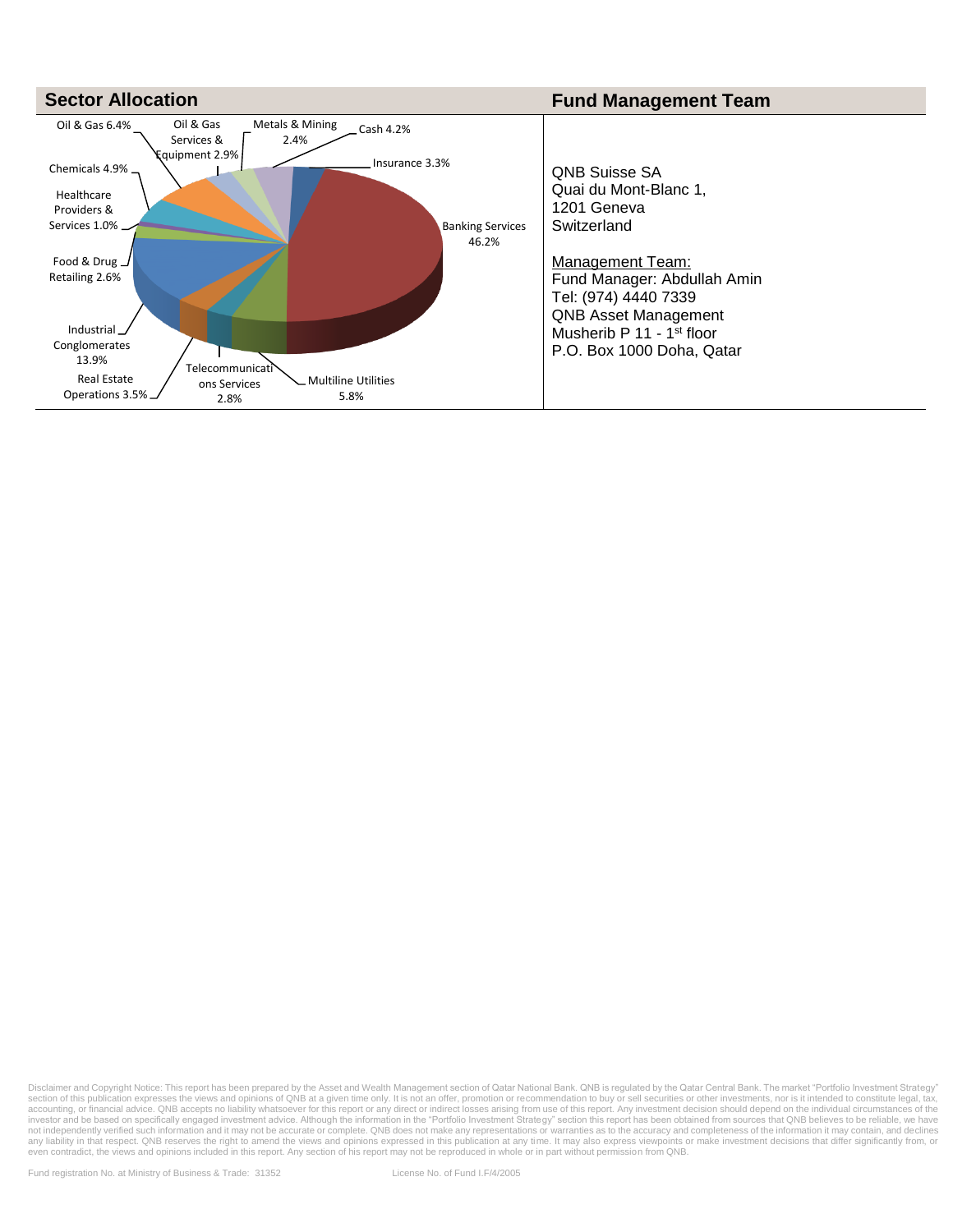## Sector Allocation

Oil & Gas 6.4%
Oil & Gas Services & Equipment 2.9%
Metals & Mining 2.4%
Cash 4.2%
Insurance 3.3%
Chemicals 4.9%
Healthcare Providers & Services 1.0%
Banking Services 46.2%
Food & Drug Retailing 2.6%
Industrial Conglomerates 13.9%
Real Estate Operations 3.5%
Telecommunications Services 2.8%
Multiline Utilities 5.8%

## Fund Management Team

QNB Suisse SA
Quai du Mont-Blanc 1,
1201 Geneva
Switzerland

Management Team:
Fund Manager: Abdullah Amin
Tel: (974) 4440 7339
QNB Asset Management
Musherib P 11 - 1st floor
P.O. Box 1000 Doha, Qatar

Disclaimer and Copyright Notice: This report has been prepared by the Asset and Wealth Management section of Qatar National Bank. QNB is regulated by the Qatar Central Bank. The market "Portfolio Investment Strategy" section of this publication expresses the views and opinions of QNB at a given time only. It is not an offer, promotion or recommendation to buy or sell securities or other investments, nor is it intended to constitute legal, tax, accounting, or financial advice. QNB accepts no liability whatsoever for this report or any direct or indirect losses arising from use of this report. Any investment decision should depend on the individual circumstances of the investor and be based on specifically engaged investment advice. Although the information in the "Portfolio Investment Strategy" section this report has been obtained from sources that QNB believes to be reliable, we have not independently verified such information and it may not be accurate or complete. QNB does not make any representations or warranties as to the accuracy and completeness of the information it may contain, and declines any liability in that respect. QNB reserves the right to amend the views and opinions expressed in this publication at any time. It may also express viewpoints or make investment decisions that differ significantly from, or even contradict, the views and opinions included in this report. Any section of his report may not be reproduced in whole or in part without permission from QNB.

Fund registration No. at Ministry of Business & Trade: 31352

License No. of Fund I.F/4/2005